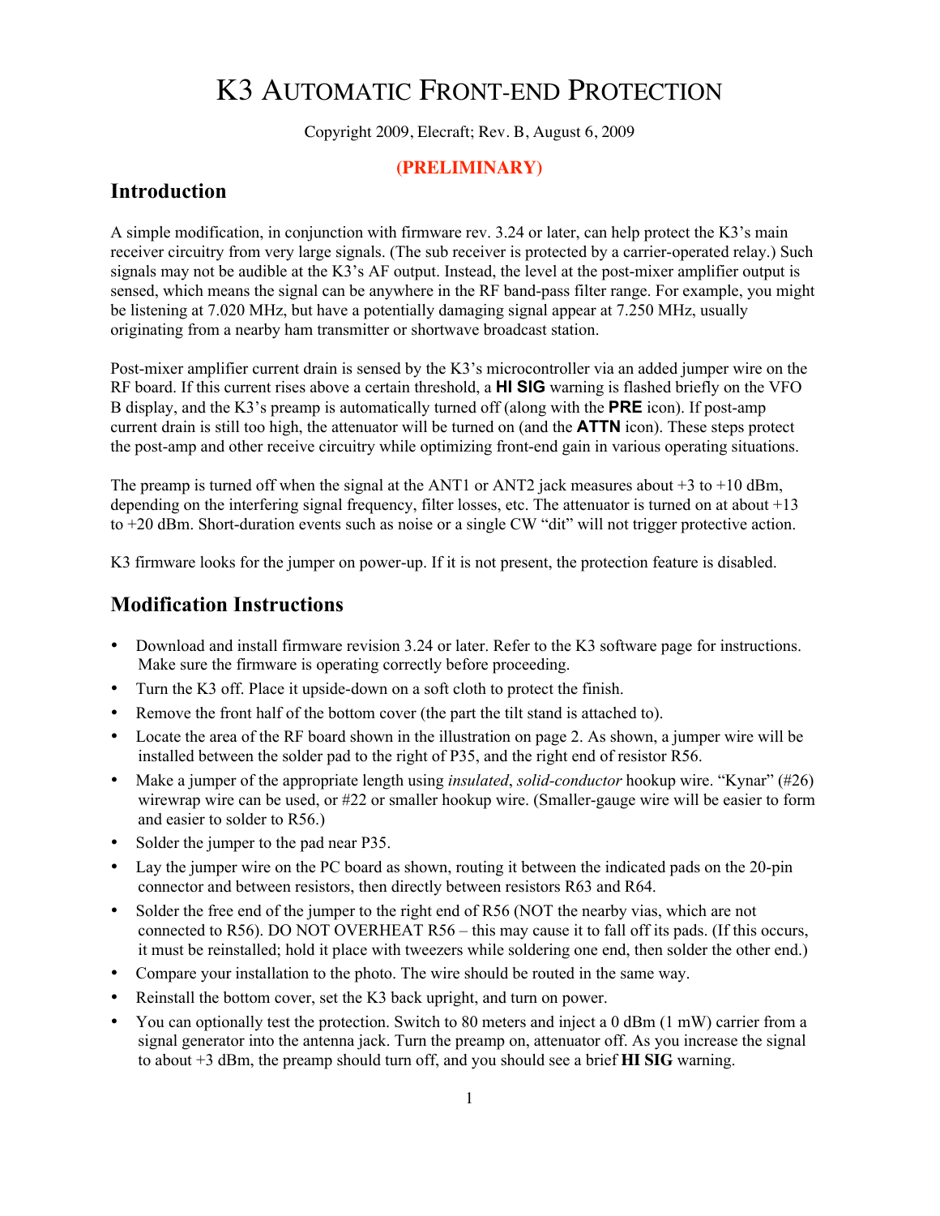# K3 Automatic Front-end Protection

Copyright 2009, Elecraft; Rev. B, August 6, 2009

**(PRELIMINARY)**

## Introduction

A simple modification, in conjunction with firmware rev. 3.24 or later, can help protect the K3's main receiver circuitry from very large signals. (The sub receiver is protected by a carrier-operated relay.) Such signals may not be audible at the K3's AF output. Instead, the level at the post-mixer amplifier output is sensed, which means the signal can be anywhere in the RF band-pass filter range. For example, you might be listening at 7.020 MHz, but have a potentially damaging signal appear at 7.250 MHz, usually originating from a nearby ham transmitter or shortwave broadcast station.

Post-mixer amplifier current drain is sensed by the K3's microcontroller via an added jumper wire on the RF board. If this current rises above a certain threshold, a **HI SIG** warning is flashed briefly on the VFO B display, and the K3's preamp is automatically turned off (along with the **PRE** icon). If post-amp current drain is still too high, the attenuator will be turned on (and the **ATTN** icon). These steps protect the post-amp and other receive circuitry while optimizing front-end gain in various operating situations.

The preamp is turned off when the signal at the ANT1 or ANT2 jack measures about +3 to +10 dBm, depending on the interfering signal frequency, filter losses, etc. The attenuator is turned on at about +13 to +20 dBm. Short-duration events such as noise or a single CW "dit" will not trigger protective action.

K3 firmware looks for the jumper on power-up. If it is not present, the protection feature is disabled.

## Modification Instructions

- Download and install firmware revision 3.24 or later. Refer to the K3 software page for instructions. Make sure the firmware is operating correctly before proceeding.
- Turn the K3 off. Place it upside-down on a soft cloth to protect the finish.
- Remove the front half of the bottom cover (the part the tilt stand is attached to).
- Locate the area of the RF board shown in the illustration on page 2. As shown, a jumper wire will be installed between the solder pad to the right of P35, and the right end of resistor R56.
- Make a jumper of the appropriate length using *insulated*, *solid-conductor* hookup wire. "Kynar" (#26) wirewrap wire can be used, or #22 or smaller hookup wire. (Smaller-gauge wire will be easier to form and easier to solder to R56.)
- Solder the jumper to the pad near P35.
- Lay the jumper wire on the PC board as shown, routing it between the indicated pads on the 20-pin connector and between resistors, then directly between resistors R63 and R64.
- Solder the free end of the jumper to the right end of R56 (NOT the nearby vias, which are not connected to R56). DO NOT OVERHEAT R56 – this may cause it to fall off its pads. (If this occurs, it must be reinstalled; hold it place with tweezers while soldering one end, then solder the other end.)
- Compare your installation to the photo. The wire should be routed in the same way.
- Reinstall the bottom cover, set the K3 back upright, and turn on power.
- You can optionally test the protection. Switch to 80 meters and inject a 0 dBm (1 mW) carrier from a signal generator into the antenna jack. Turn the preamp on, attenuator off. As you increase the signal to about +3 dBm, the preamp should turn off, and you should see a brief **HI SIG** warning.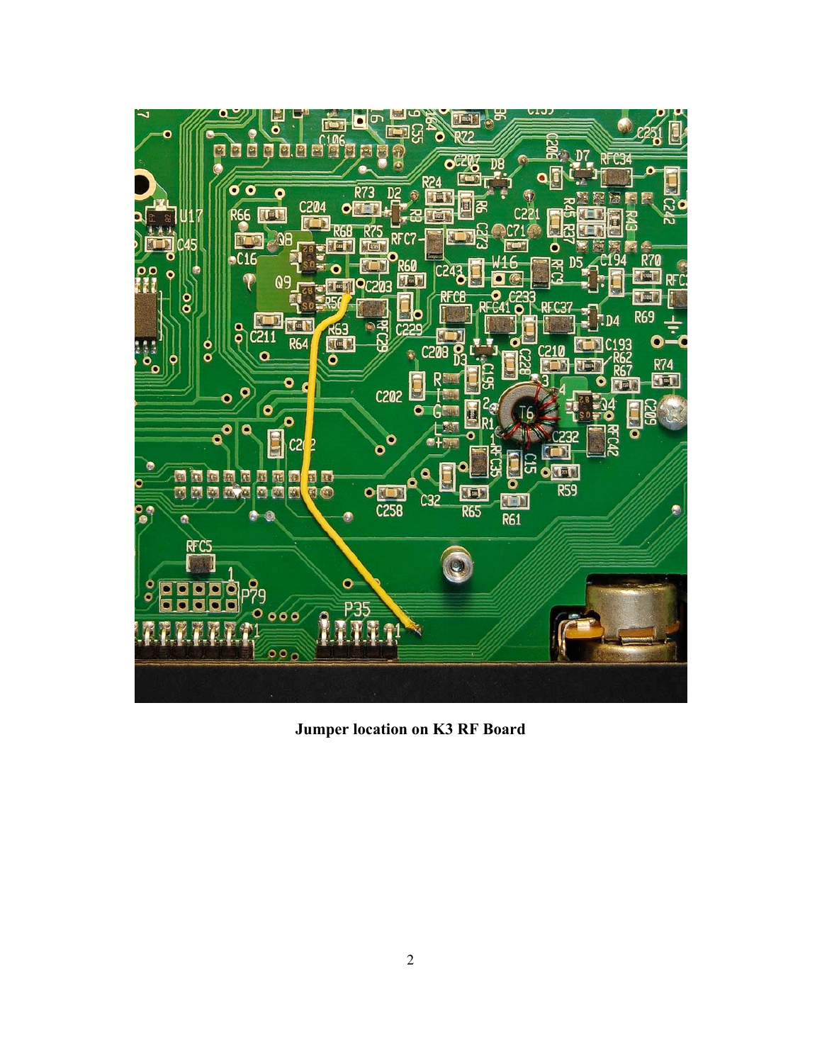**Jumper location on K3 RF Board**